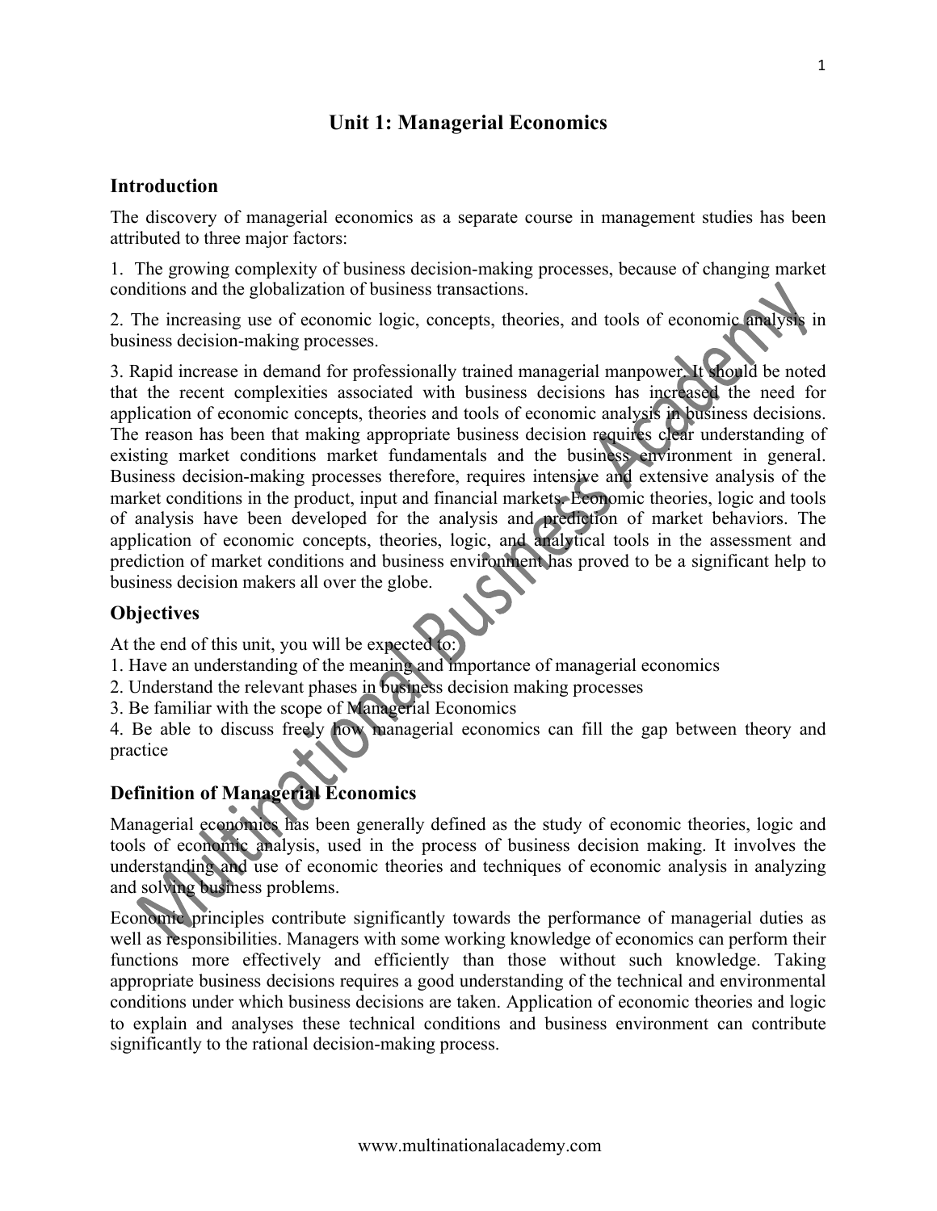# Unit 1: Managerial Economics

## Introduction

The discovery of managerial economics as a separate course in management studies has been attributed to three major factors:

1. The growing complexity of business decision-making processes, because of changing market conditions and the globalization of business transactions.

2. The increasing use of economic logic, concepts, theories, and tools of economic analysis in business decision-making processes.

3. Rapid increase in demand for professionally trained managerial manpower. It should be noted that the recent complexities associated with business decisions has increased the need for application of economic concepts, theories and tools of economic analysis in business decisions. The reason has been that making appropriate business decision requires clear understanding of existing market conditions market fundamentals and the business environment in general. Business decision-making processes therefore, requires intensive and extensive analysis of the market conditions in the product, input and financial markets. Economic theories, logic and tools of analysis have been developed for the analysis and prediction of market behaviors. The application of economic concepts, theories, logic, and analytical tools in the assessment and prediction of market conditions and business environment has proved to be a significant help to business decision makers all over the globe.

## Objectives

At the end of this unit, you will be expected to:
1. Have an understanding of the meaning and importance of managerial economics
2. Understand the relevant phases in business decision making processes
3. Be familiar with the scope of Managerial Economics
4. Be able to discuss freely how managerial economics can fill the gap between theory and practice

## Definition of Managerial Economics

Managerial economics has been generally defined as the study of economic theories, logic and tools of economic analysis, used in the process of business decision making. It involves the understanding and use of economic theories and techniques of economic analysis in analyzing and solving business problems.

Economic principles contribute significantly towards the performance of managerial duties as well as responsibilities. Managers with some working knowledge of economics can perform their functions more effectively and efficiently than those without such knowledge. Taking appropriate business decisions requires a good understanding of the technical and environmental conditions under which business decisions are taken. Application of economic theories and logic to explain and analyses these technical conditions and business environment can contribute significantly to the rational decision-making process.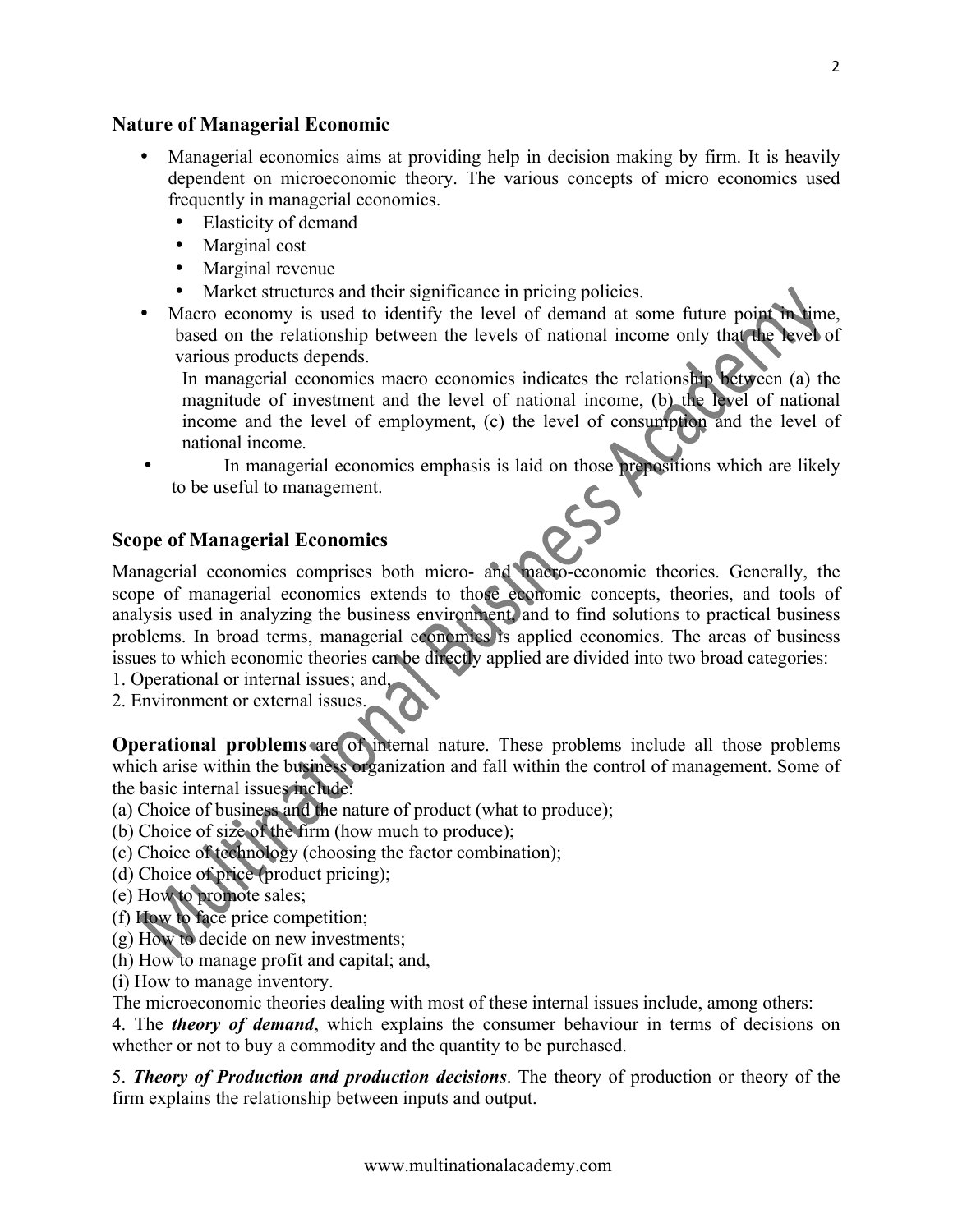## Nature of Managerial Economic

- Managerial economics aims at providing help in decision making by firm. It is heavily dependent on microeconomic theory. The various concepts of micro economics used frequently in managerial economics.
  - Elasticity of demand
  - Marginal cost
  - Marginal revenue
  - Market structures and their significance in pricing policies.
- Macro economy is used to identify the level of demand at some future point in time, based on the relationship between the levels of national income only that the level of various products depends.

  In managerial economics macro economics indicates the relationship between (a) the magnitude of investment and the level of national income, (b) the level of national income and the level of employment, (c) the level of consumption and the level of national income.
- In managerial economics emphasis is laid on those prepositions which are likely to be useful to management.

## Scope of Managerial Economics

Managerial economics comprises both micro- and macro-economic theories. Generally, the scope of managerial economics extends to those economic concepts, theories, and tools of analysis used in analyzing the business environment, and to find solutions to practical business problems. In broad terms, managerial economics is applied economics. The areas of business issues to which economic theories can be directly applied are divided into two broad categories:
1. Operational or internal issues; and,
2. Environment or external issues.

**Operational problems** are of internal nature. These problems include all those problems which arise within the business organization and fall within the control of management. Some of the basic internal issues include:
(a) Choice of business and the nature of product (what to produce);
(b) Choice of size of the firm (how much to produce);
(c) Choice of technology (choosing the factor combination);
(d) Choice of price (product pricing);
(e) How to promote sales;
(f) How to face price competition;
(g) How to decide on new investments;
(h) How to manage profit and capital; and,
(i) How to manage inventory.
The microeconomic theories dealing with most of these internal issues include, among others:
4. The ***theory of demand***, which explains the consumer behaviour in terms of decisions on whether or not to buy a commodity and the quantity to be purchased.

5. ***Theory of Production and production decisions***. The theory of production or theory of the firm explains the relationship between inputs and output.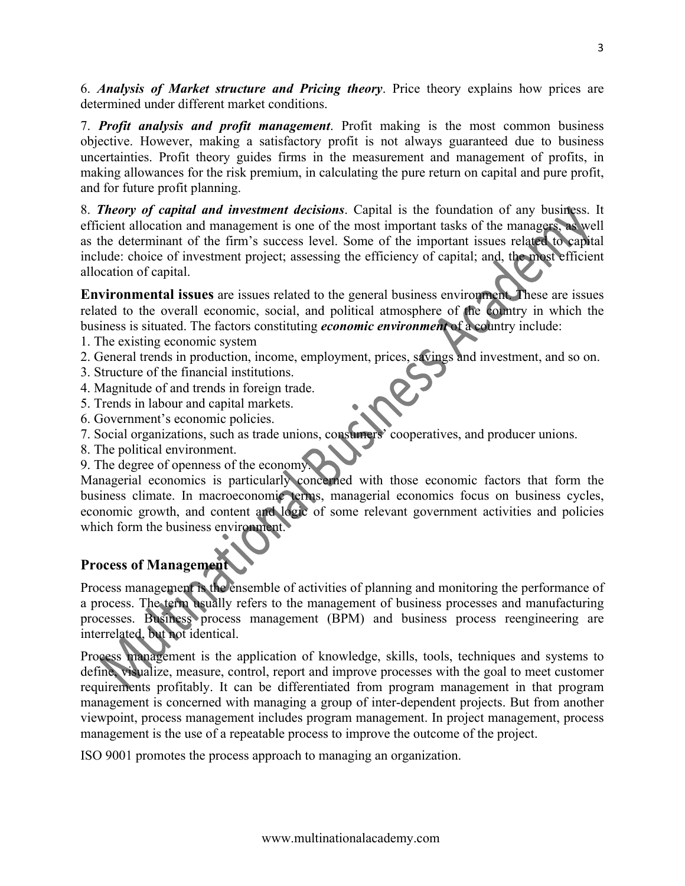6. ***Analysis of Market structure and Pricing theory***. Price theory explains how prices are determined under different market conditions.

7. ***Profit analysis and profit management***. Profit making is the most common business objective. However, making a satisfactory profit is not always guaranteed due to business uncertainties. Profit theory guides firms in the measurement and management of profits, in making allowances for the risk premium, in calculating the pure return on capital and pure profit, and for future profit planning.

8. ***Theory of capital and investment decisions***. Capital is the foundation of any business. It efficient allocation and management is one of the most important tasks of the managers, as well as the determinant of the firm's success level. Some of the important issues related to capital include: choice of investment project; assessing the efficiency of capital; and, the most efficient allocation of capital.

**Environmental issues** are issues related to the general business environment. These are issues related to the overall economic, social, and political atmosphere of the country in which the business is situated. The factors constituting ***economic environment*** of a country include:

1. The existing economic system
2. General trends in production, income, employment, prices, savings and investment, and so on.
3. Structure of the financial institutions.
4. Magnitude of and trends in foreign trade.
5. Trends in labour and capital markets.
6. Government's economic policies.
7. Social organizations, such as trade unions, consumers' cooperatives, and producer unions.
8. The political environment.
9. The degree of openness of the economy.

Managerial economics is particularly concerned with those economic factors that form the business climate. In macroeconomic terms, managerial economics focus on business cycles, economic growth, and content and logic of some relevant government activities and policies which form the business environment.

## Process of Management

Process management is the ensemble of activities of planning and monitoring the performance of a process. The term usually refers to the management of business processes and manufacturing processes. Business process management (BPM) and business process reengineering are interrelated, but not identical.

Process management is the application of knowledge, skills, tools, techniques and systems to define, visualize, measure, control, report and improve processes with the goal to meet customer requirements profitably. It can be differentiated from program management in that program management is concerned with managing a group of inter-dependent projects. But from another viewpoint, process management includes program management. In project management, process management is the use of a repeatable process to improve the outcome of the project.

ISO 9001 promotes the process approach to managing an organization.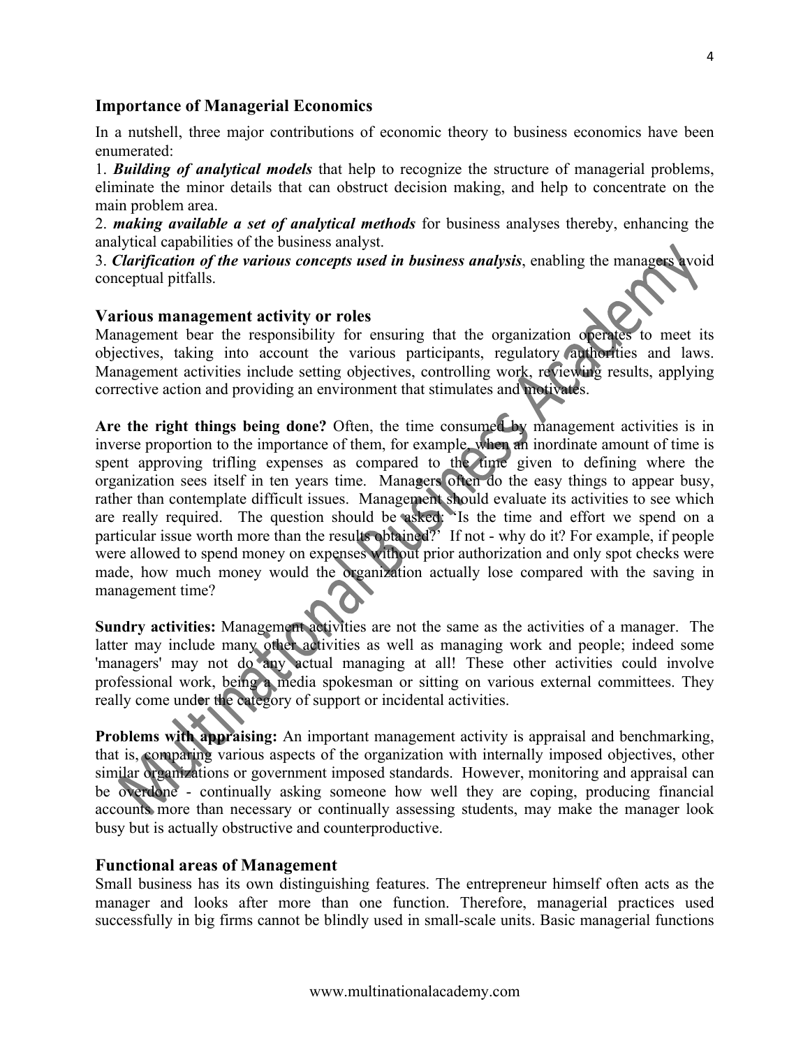## Importance of Managerial Economics

In a nutshell, three major contributions of economic theory to business economics have been enumerated:

1. ***Building of analytical models*** that help to recognize the structure of managerial problems, eliminate the minor details that can obstruct decision making, and help to concentrate on the main problem area.
2. ***making available a set of analytical methods*** for business analyses thereby, enhancing the analytical capabilities of the business analyst.
3. ***Clarification of the various concepts used in business analysis***, enabling the managers avoid conceptual pitfalls.

## Various management activity or roles

Management bear the responsibility for ensuring that the organization operates to meet its objectives, taking into account the various participants, regulatory authorities and laws. Management activities include setting objectives, controlling work, reviewing results, applying corrective action and providing an environment that stimulates and motivates.

**Are the right things being done?** Often, the time consumed by management activities is in inverse proportion to the importance of them, for example, when an inordinate amount of time is spent approving trifling expenses as compared to the time given to defining where the organization sees itself in ten years time. Managers often do the easy things to appear busy, rather than contemplate difficult issues. Management should evaluate its activities to see which are really required. The question should be asked: 'Is the time and effort we spend on a particular issue worth more than the results obtained?' If not - why do it? For example, if people were allowed to spend money on expenses without prior authorization and only spot checks were made, how much money would the organization actually lose compared with the saving in management time?

**Sundry activities:** Management activities are not the same as the activities of a manager. The latter may include many other activities as well as managing work and people; indeed some 'managers' may not do any actual managing at all! These other activities could involve professional work, being a media spokesman or sitting on various external committees. They really come under the category of support or incidental activities.

**Problems with appraising:** An important management activity is appraisal and benchmarking, that is, comparing various aspects of the organization with internally imposed objectives, other similar organizations or government imposed standards. However, monitoring and appraisal can be overdone - continually asking someone how well they are coping, producing financial accounts more than necessary or continually assessing students, may make the manager look busy but is actually obstructive and counterproductive.

## Functional areas of Management

Small business has its own distinguishing features. The entrepreneur himself often acts as the manager and looks after more than one function. Therefore, managerial practices used successfully in big firms cannot be blindly used in small-scale units. Basic managerial functions